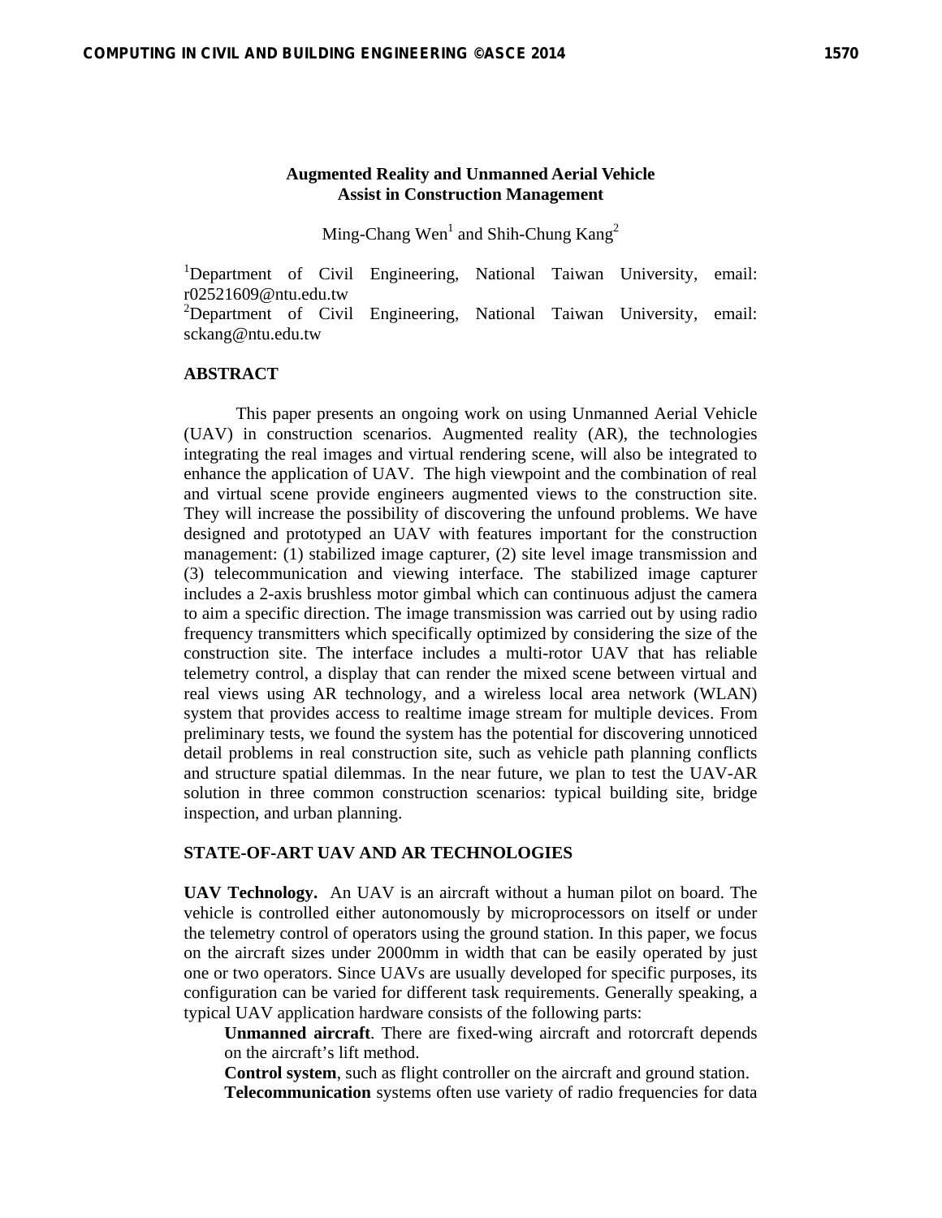# Augmented Reality and Unmanned Aerial Vehicle Assist in Construction Management

Ming-Chang Wen[1] and Shih-Chung Kang[2]

[1]Department of Civil Engineering, National Taiwan University, email: r02521609@ntu.edu.tw
[2]Department of Civil Engineering, National Taiwan University, email: sckang@ntu.edu.tw

## ABSTRACT

This paper presents an ongoing work on using Unmanned Aerial Vehicle (UAV) in construction scenarios. Augmented reality (AR), the technologies integrating the real images and virtual rendering scene, will also be integrated to enhance the application of UAV. The high viewpoint and the combination of real and virtual scene provide engineers augmented views to the construction site. They will increase the possibility of discovering the unfound problems. We have designed and prototyped an UAV with features important for the construction management: (1) stabilized image capturer, (2) site level image transmission and (3) telecommunication and viewing interface. The stabilized image capturer includes a 2-axis brushless motor gimbal which can continuous adjust the camera to aim a specific direction. The image transmission was carried out by using radio frequency transmitters which specifically optimized by considering the size of the construction site. The interface includes a multi-rotor UAV that has reliable telemetry control, a display that can render the mixed scene between virtual and real views using AR technology, and a wireless local area network (WLAN) system that provides access to realtime image stream for multiple devices. From preliminary tests, we found the system has the potential for discovering unnoticed detail problems in real construction site, such as vehicle path planning conflicts and structure spatial dilemmas. In the near future, we plan to test the UAV-AR solution in three common construction scenarios: typical building site, bridge inspection, and urban planning.

## STATE-OF-ART UAV AND AR TECHNOLOGIES

**UAV Technology.** An UAV is an aircraft without a human pilot on board. The vehicle is controlled either autonomously by microprocessors on itself or under the telemetry control of operators using the ground station. In this paper, we focus on the aircraft sizes under 2000mm in width that can be easily operated by just one or two operators. Since UAVs are usually developed for specific purposes, its configuration can be varied for different task requirements. Generally speaking, a typical UAV application hardware consists of the following parts:

**Unmanned aircraft**. There are fixed-wing aircraft and rotorcraft depends on the aircraft's lift method.

**Control system**, such as flight controller on the aircraft and ground station.

**Telecommunication** systems often use variety of radio frequencies for data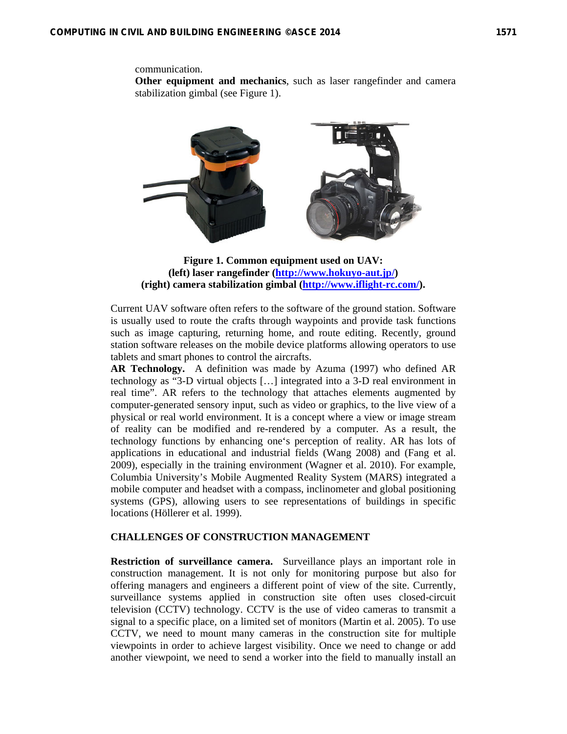communication.

**Other equipment and mechanics**, such as laser rangefinder and camera stabilization gimbal (see Figure 1).

**Figure 1. Common equipment used on UAV: (left) laser rangefinder (http://www.hokuyo-aut.jp/) (right) camera stabilization gimbal (http://www.iflight-rc.com/).**

Current UAV software often refers to the software of the ground station. Software is usually used to route the crafts through waypoints and provide task functions such as image capturing, returning home, and route editing. Recently, ground station software releases on the mobile device platforms allowing operators to use tablets and smart phones to control the aircrafts.

**AR Technology.** A definition was made by Azuma (1997) who defined AR technology as "3-D virtual objects […] integrated into a 3-D real environment in real time". AR refers to the technology that attaches elements augmented by computer-generated sensory input, such as video or graphics, to the live view of a physical or real world environment. It is a concept where a view or image stream of reality can be modified and re-rendered by a computer. As a result, the technology functions by enhancing one's perception of reality. AR has lots of applications in educational and industrial fields (Wang 2008) and (Fang et al. 2009), especially in the training environment (Wagner et al. 2010). For example, Columbia University's Mobile Augmented Reality System (MARS) integrated a mobile computer and headset with a compass, inclinometer and global positioning systems (GPS), allowing users to see representations of buildings in specific locations (Höllerer et al. 1999).

## CHALLENGES OF CONSTRUCTION MANAGEMENT

**Restriction of surveillance camera.** Surveillance plays an important role in construction management. It is not only for monitoring purpose but also for offering managers and engineers a different point of view of the site. Currently, surveillance systems applied in construction site often uses closed-circuit television (CCTV) technology. CCTV is the use of video cameras to transmit a signal to a specific place, on a limited set of monitors (Martin et al. 2005). To use CCTV, we need to mount many cameras in the construction site for multiple viewpoints in order to achieve largest visibility. Once we need to change or add another viewpoint, we need to send a worker into the field to manually install an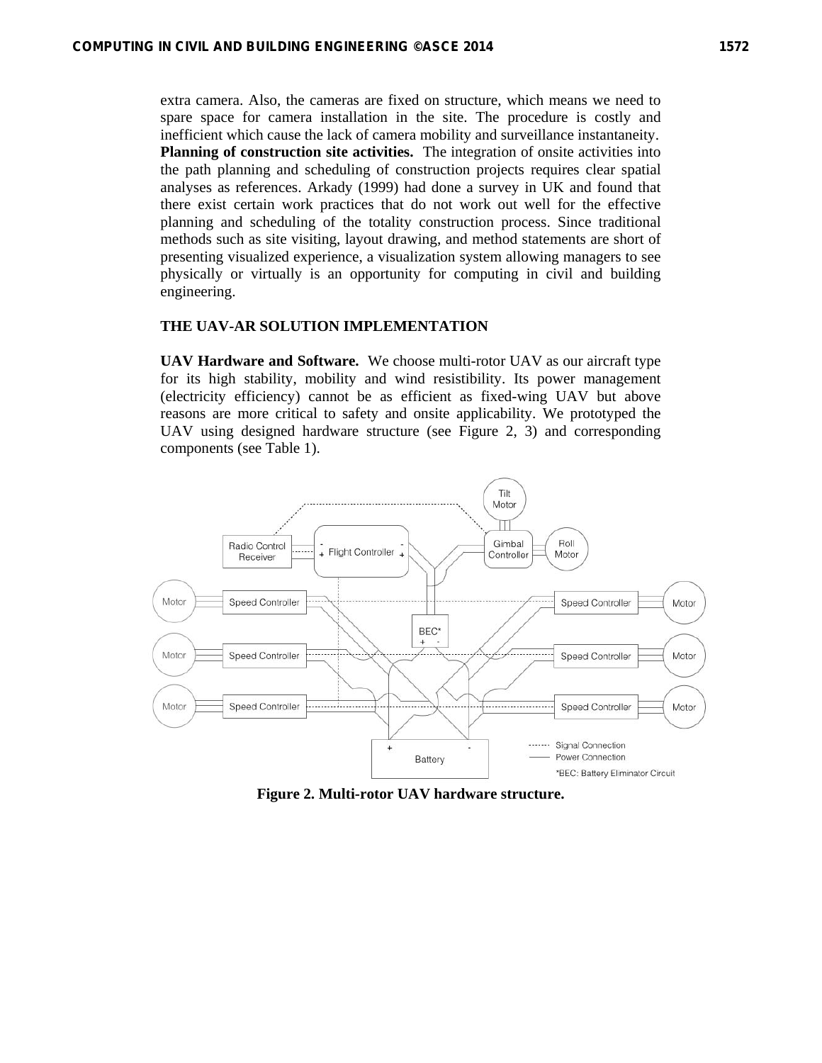extra camera. Also, the cameras are fixed on structure, which means we need to spare space for camera installation in the site. The procedure is costly and inefficient which cause the lack of camera mobility and surveillance instantaneity.

**Planning of construction site activities.** The integration of onsite activities into the path planning and scheduling of construction projects requires clear spatial analyses as references. Arkady (1999) had done a survey in UK and found that there exist certain work practices that do not work out well for the effective planning and scheduling of the totality construction process. Since traditional methods such as site visiting, layout drawing, and method statements are short of presenting visualized experience, a visualization system allowing managers to see physically or virtually is an opportunity for computing in civil and building engineering.

## THE UAV-AR SOLUTION IMPLEMENTATION

**UAV Hardware and Software.** We choose multi-rotor UAV as our aircraft type for its high stability, mobility and wind resistibility. Its power management (electricity efficiency) cannot be as efficient as fixed-wing UAV but above reasons are more critical to safety and onsite applicability. We prototyped the UAV using designed hardware structure (see Figure 2, 3) and corresponding components (see Table 1).

**Figure 2. Multi-rotor UAV hardware structure.**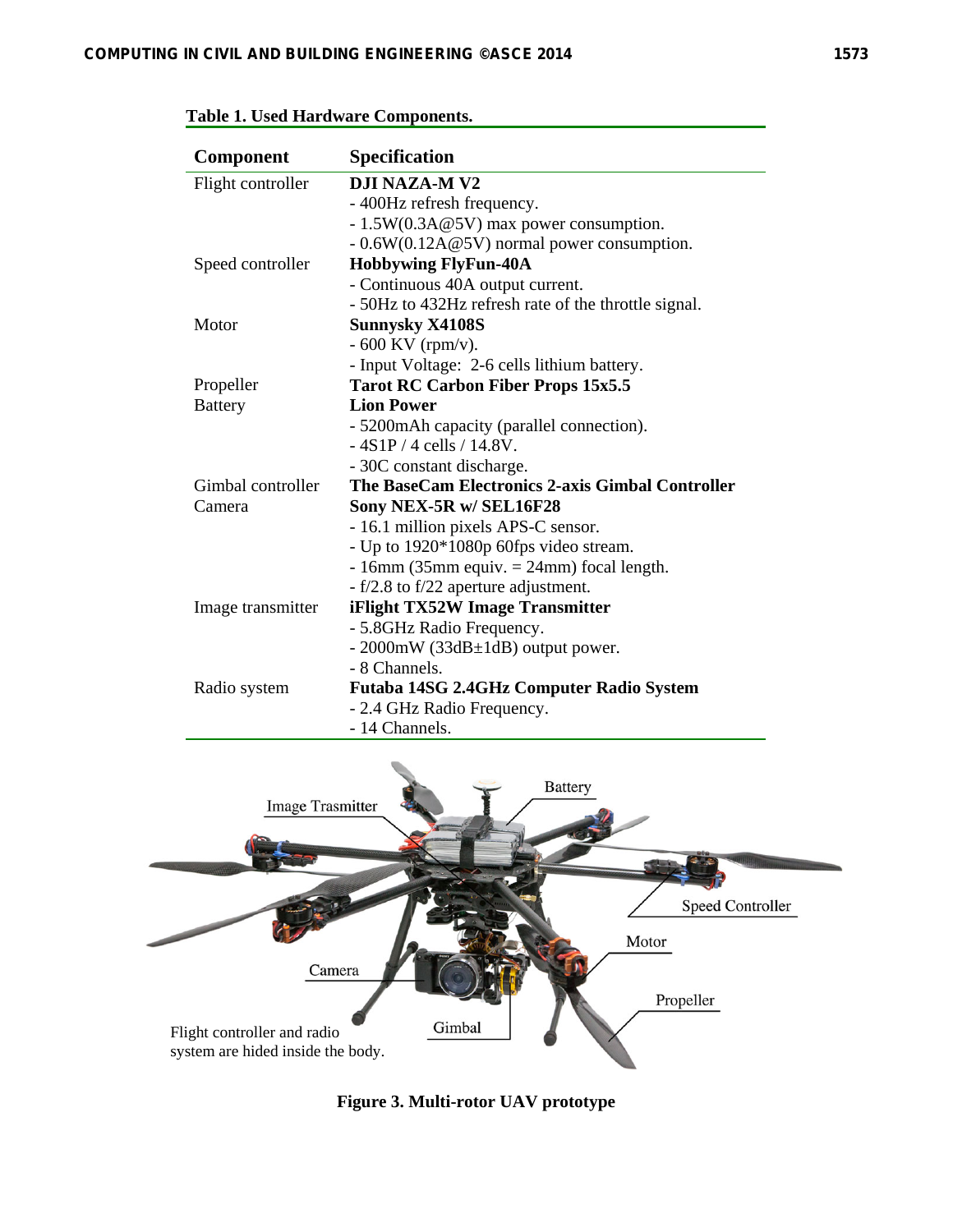**Table 1. Used Hardware Components.**

| Component | Specification |
|---|---|
| Flight controller | **DJI NAZA-M V2**<br>- 400Hz refresh frequency.<br>- 1.5W(0.3A@5V) max power consumption.<br>- 0.6W(0.12A@5V) normal power consumption. |
| Speed controller | **Hobbywing FlyFun-40A**<br>- Continuous 40A output current.<br>- 50Hz to 432Hz refresh rate of the throttle signal. |
| Motor | **Sunnysky X4108S**<br>- 600 KV (rpm/v).<br>- Input Voltage: 2-6 cells lithium battery. |
| Propeller | **Tarot RC Carbon Fiber Props 15x5.5** |
| Battery | **Lion Power**<br>- 5200mAh capacity (parallel connection).<br>- 4S1P / 4 cells / 14.8V.<br>- 30C constant discharge. |
| Gimbal controller | **The BaseCam Electronics 2-axis Gimbal Controller** |
| Camera | **Sony NEX-5R w/ SEL16F28**<br>- 16.1 million pixels APS-C sensor.<br>- Up to 1920*1080p 60fps video stream.<br>- 16mm (35mm equiv. = 24mm) focal length.<br>- f/2.8 to f/22 aperture adjustment. |
| Image transmitter | **iFlight TX52W Image Transmitter**<br>- 5.8GHz Radio Frequency.<br>- 2000mW (33dB±1dB) output power.<br>- 8 Channels. |
| Radio system | **Futaba 14SG 2.4GHz Computer Radio System**<br>- 2.4 GHz Radio Frequency.<br>- 14 Channels. |

Flight controller and radio system are hided inside the body.

**Figure 3. Multi-rotor UAV prototype**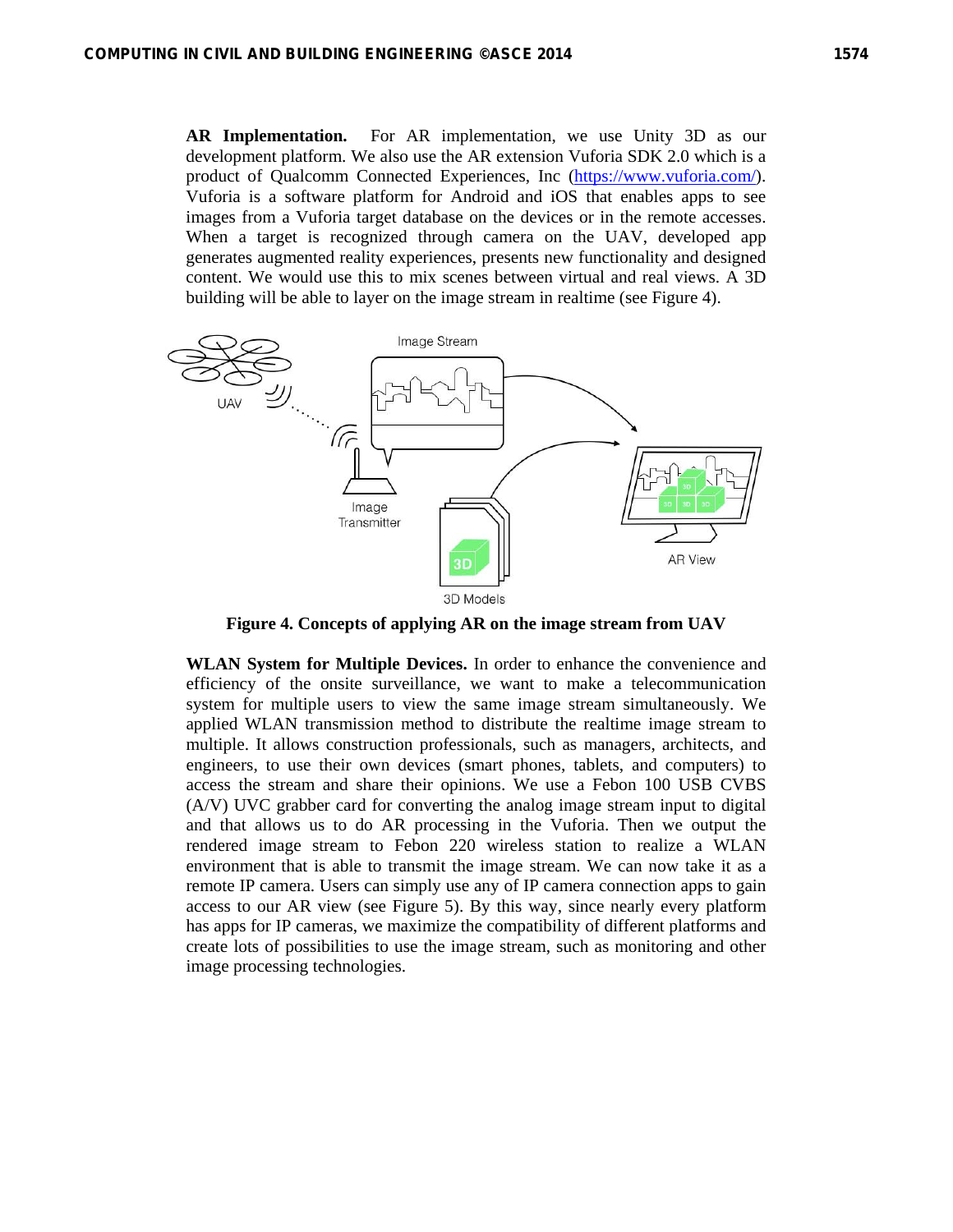**AR Implementation.** For AR implementation, we use Unity 3D as our development platform. We also use the AR extension Vuforia SDK 2.0 which is a product of Qualcomm Connected Experiences, Inc (https://www.vuforia.com/). Vuforia is a software platform for Android and iOS that enables apps to see images from a Vuforia target database on the devices or in the remote accesses. When a target is recognized through camera on the UAV, developed app generates augmented reality experiences, presents new functionality and designed content. We would use this to mix scenes between virtual and real views. A 3D building will be able to layer on the image stream in realtime (see Figure 4).

**Figure 4. Concepts of applying AR on the image stream from UAV**

**WLAN System for Multiple Devices.** In order to enhance the convenience and efficiency of the onsite surveillance, we want to make a telecommunication system for multiple users to view the same image stream simultaneously. We applied WLAN transmission method to distribute the realtime image stream to multiple. It allows construction professionals, such as managers, architects, and engineers, to use their own devices (smart phones, tablets, and computers) to access the stream and share their opinions. We use a Febon 100 USB CVBS (A/V) UVC grabber card for converting the analog image stream input to digital and that allows us to do AR processing in the Vuforia. Then we output the rendered image stream to Febon 220 wireless station to realize a WLAN environment that is able to transmit the image stream. We can now take it as a remote IP camera. Users can simply use any of IP camera connection apps to gain access to our AR view (see Figure 5). By this way, since nearly every platform has apps for IP cameras, we maximize the compatibility of different platforms and create lots of possibilities to use the image stream, such as monitoring and other image processing technologies.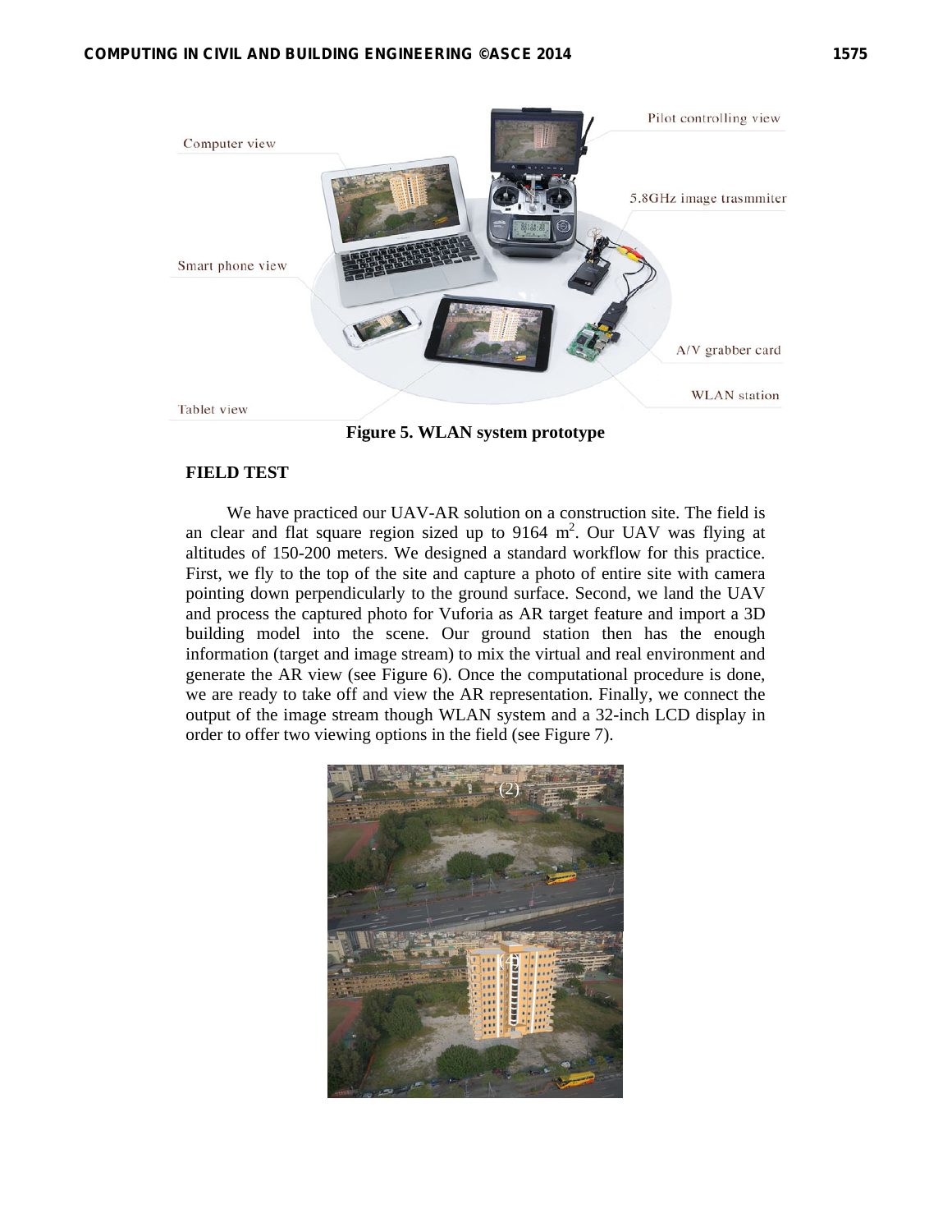Figure 5. WLAN system prototype

## FIELD TEST

We have practiced our UAV-AR solution on a construction site. The field is an clear and flat square region sized up to 9164 $m^2$. Our UAV was flying at altitudes of 150-200 meters. We designed a standard workflow for this practice. First, we fly to the top of the site and capture a photo of entire site with camera pointing down perpendicularly to the ground surface. Second, we land the UAV and process the captured photo for Vuforia as AR target feature and import a 3D building model into the scene. Our ground station then has the enough information (target and image stream) to mix the virtual and real environment and generate the AR view (see Figure 6). Once the computational procedure is done, we are ready to take off and view the AR representation. Finally, we connect the output of the image stream though WLAN system and a 32-inch LCD display in order to offer two viewing options in the field (see Figure 7).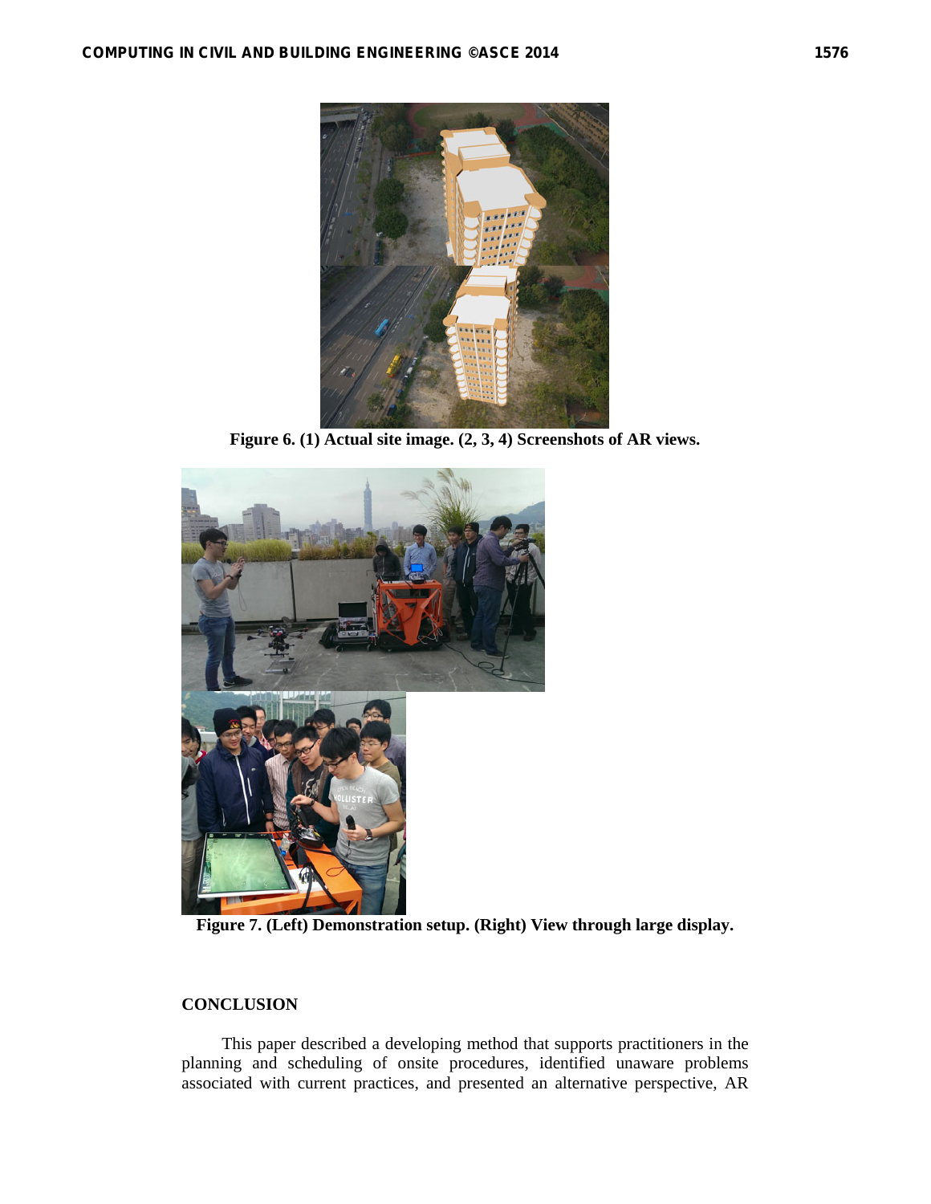Figure 6. (1) Actual site image. (2, 3, 4) Screenshots of AR views.

Figure 7. (Left) Demonstration setup. (Right) View through large display.

## CONCLUSION

This paper described a developing method that supports practitioners in the planning and scheduling of onsite procedures, identified unaware problems associated with current practices, and presented an alternative perspective, AR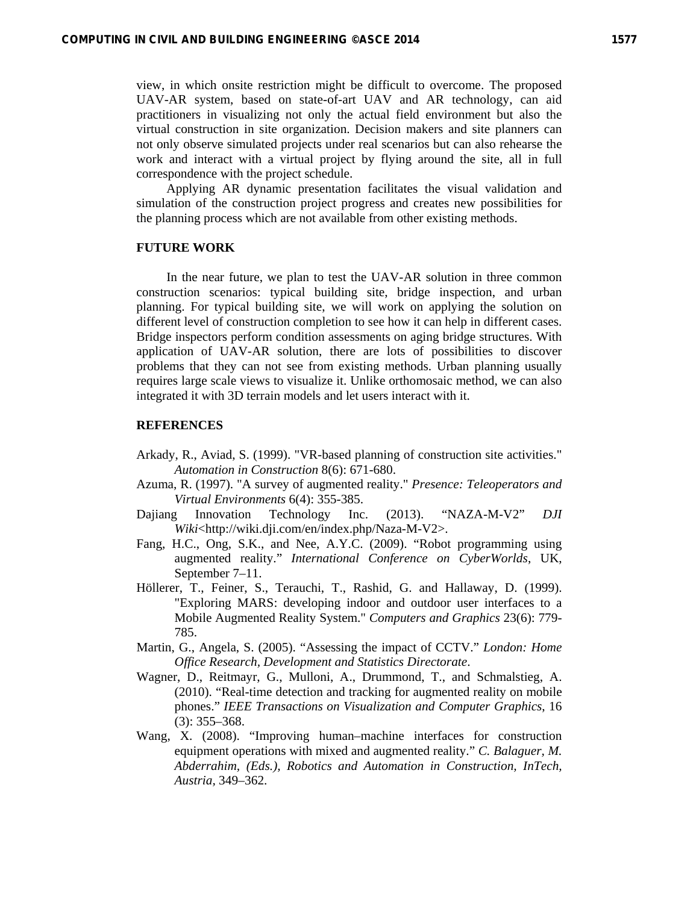view, in which onsite restriction might be difficult to overcome. The proposed UAV-AR system, based on state-of-art UAV and AR technology, can aid practitioners in visualizing not only the actual field environment but also the virtual construction in site organization. Decision makers and site planners can not only observe simulated projects under real scenarios but can also rehearse the work and interact with a virtual project by flying around the site, all in full correspondence with the project schedule.

Applying AR dynamic presentation facilitates the visual validation and simulation of the construction project progress and creates new possibilities for the planning process which are not available from other existing methods.

## FUTURE WORK

In the near future, we plan to test the UAV-AR solution in three common construction scenarios: typical building site, bridge inspection, and urban planning. For typical building site, we will work on applying the solution on different level of construction completion to see how it can help in different cases. Bridge inspectors perform condition assessments on aging bridge structures. With application of UAV-AR solution, there are lots of possibilities to discover problems that they can not see from existing methods. Urban planning usually requires large scale views to visualize it. Unlike orthomosaic method, we can also integrated it with 3D terrain models and let users interact with it.

## REFERENCES

Arkady, R., Aviad, S. (1999). "VR-based planning of construction site activities." *Automation in Construction* 8(6): 671-680.

Azuma, R. (1997). "A survey of augmented reality." *Presence: Teleoperators and Virtual Environments* 6(4): 355-385.

Dajiang Innovation Technology Inc. (2013). "NAZA-M-V2" *DJI Wiki*<http://wiki.dji.com/en/index.php/Naza-M-V2>.

Fang, H.C., Ong, S.K., and Nee, A.Y.C. (2009). "Robot programming using augmented reality." *International Conference on CyberWorlds*, UK, September 7–11.

Höllerer, T., Feiner, S., Terauchi, T., Rashid, G. and Hallaway, D. (1999). "Exploring MARS: developing indoor and outdoor user interfaces to a Mobile Augmented Reality System." *Computers and Graphics* 23(6): 779-785.

Martin, G., Angela, S. (2005). "Assessing the impact of CCTV." *London: Home Office Research, Development and Statistics Directorate*.

Wagner, D., Reitmayr, G., Mulloni, A., Drummond, T., and Schmalstieg, A. (2010). "Real-time detection and tracking for augmented reality on mobile phones." *IEEE Transactions on Visualization and Computer Graphics*, 16 (3): 355–368.

Wang, X. (2008). "Improving human–machine interfaces for construction equipment operations with mixed and augmented reality." *C. Balaguer, M. Abderrahim, (Eds.), Robotics and Automation in Construction, InTech, Austria,* 349–362.